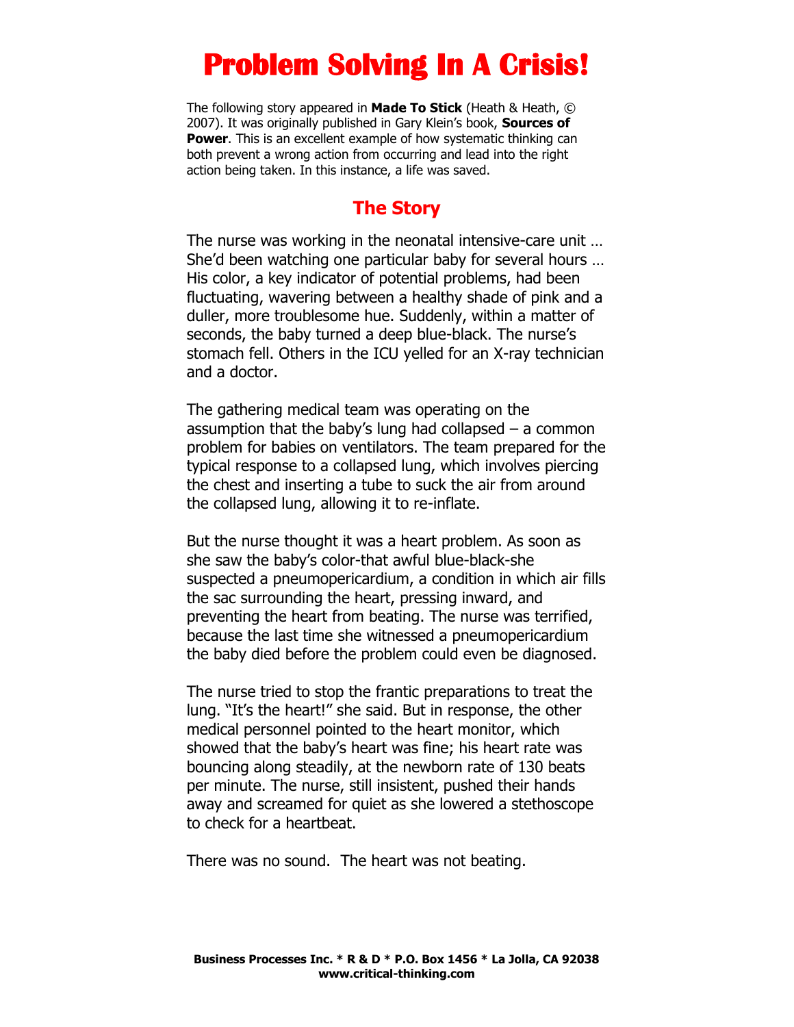# Problem Solving In A Crisis!

The following story appeared in **Made To Stick** (Heath & Heath, © 2007). It was originally published in Gary Klein's book, **Sources of Power**. This is an excellent example of how systematic thinking can both prevent a wrong action from occurring and lead into the right action being taken. In this instance, a life was saved.

## The Story

The nurse was working in the neonatal intensive-care unit … She'd been watching one particular baby for several hours … His color, a key indicator of potential problems, had been fluctuating, wavering between a healthy shade of pink and a duller, more troublesome hue. Suddenly, within a matter of seconds, the baby turned a deep blue-black. The nurse's stomach fell. Others in the ICU yelled for an X-ray technician and a doctor.

The gathering medical team was operating on the assumption that the baby's lung had collapsed – a common problem for babies on ventilators. The team prepared for the typical response to a collapsed lung, which involves piercing the chest and inserting a tube to suck the air from around the collapsed lung, allowing it to re-inflate.

But the nurse thought it was a heart problem. As soon as she saw the baby's color-that awful blue-black-she suspected a pneumopericardium, a condition in which air fills the sac surrounding the heart, pressing inward, and preventing the heart from beating. The nurse was terrified, because the last time she witnessed a pneumopericardium the baby died before the problem could even be diagnosed.

The nurse tried to stop the frantic preparations to treat the lung. "It's the heart!" she said. But in response, the other medical personnel pointed to the heart monitor, which showed that the baby's heart was fine; his heart rate was bouncing along steadily, at the newborn rate of 130 beats per minute. The nurse, still insistent, pushed their hands away and screamed for quiet as she lowered a stethoscope to check for a heartbeat.

There was no sound. The heart was not beating.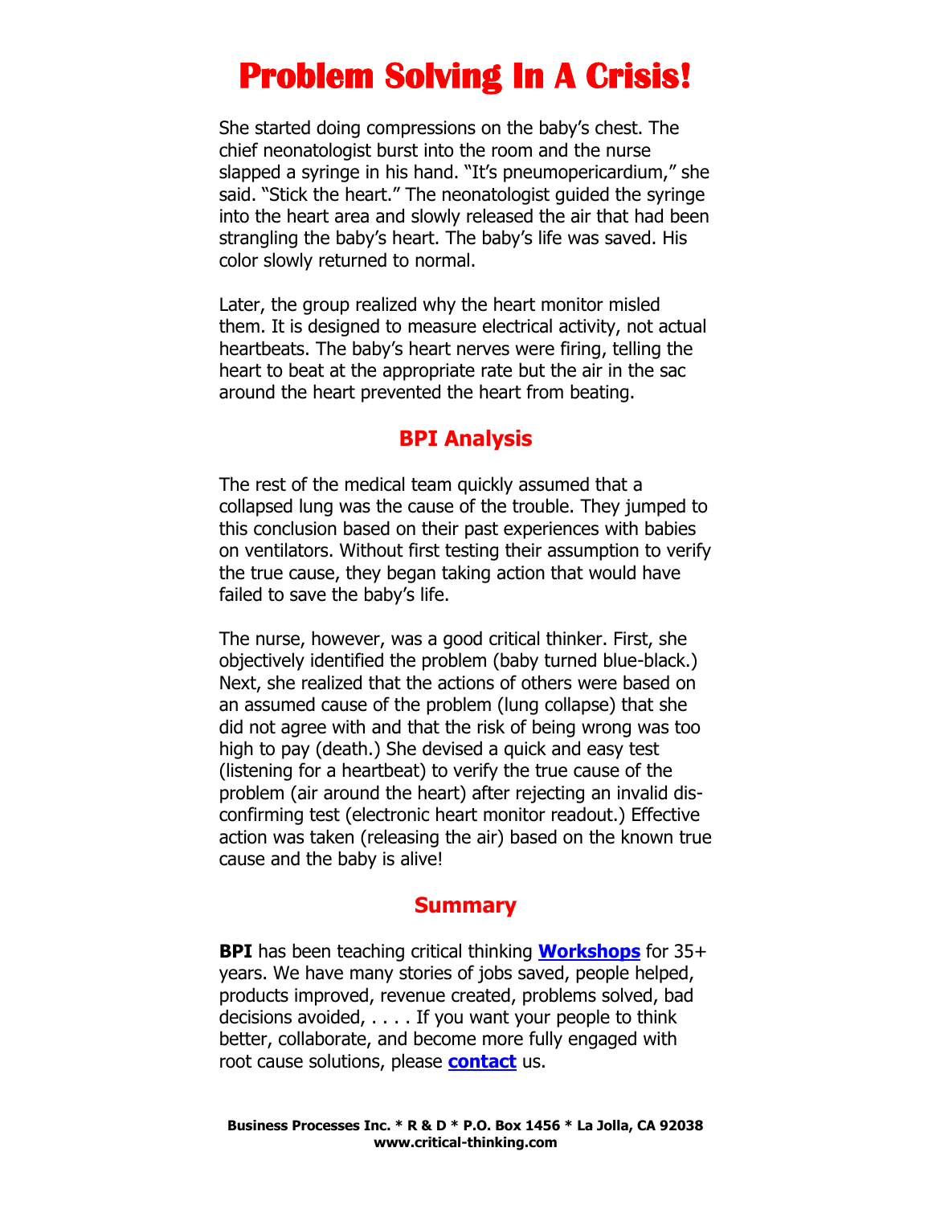# Problem Solving In A Crisis!

She started doing compressions on the baby's chest. The chief neonatologist burst into the room and the nurse slapped a syringe in his hand. "It's pneumopericardium," she said. "Stick the heart." The neonatologist guided the syringe into the heart area and slowly released the air that had been strangling the baby's heart. The baby's life was saved. His color slowly returned to normal.

Later, the group realized why the heart monitor misled them. It is designed to measure electrical activity, not actual heartbeats. The baby's heart nerves were firing, telling the heart to beat at the appropriate rate but the air in the sac around the heart prevented the heart from beating.

## BPI Analysis

The rest of the medical team quickly assumed that a collapsed lung was the cause of the trouble. They jumped to this conclusion based on their past experiences with babies on ventilators. Without first testing their assumption to verify the true cause, they began taking action that would have failed to save the baby's life.

The nurse, however, was a good critical thinker. First, she objectively identified the problem (baby turned blue-black.) Next, she realized that the actions of others were based on an assumed cause of the problem (lung collapse) that she did not agree with and that the risk of being wrong was too high to pay (death.) She devised a quick and easy test (listening for a heartbeat) to verify the true cause of the problem (air around the heart) after rejecting an invalid dis-confirming test (electronic heart monitor readout.) Effective action was taken (releasing the air) based on the known true cause and the baby is alive!

## Summary

**BPI** has been teaching critical thinking **Workshops** for 35+ years. We have many stories of jobs saved, people helped, products improved, revenue created, problems solved, bad decisions avoided, . . . . If you want your people to think better, collaborate, and become more fully engaged with root cause solutions, please **contact** us.

**Business Processes Inc. * R & D * P.O. Box 1456 * La Jolla, CA 92038**
**www.critical-thinking.com**